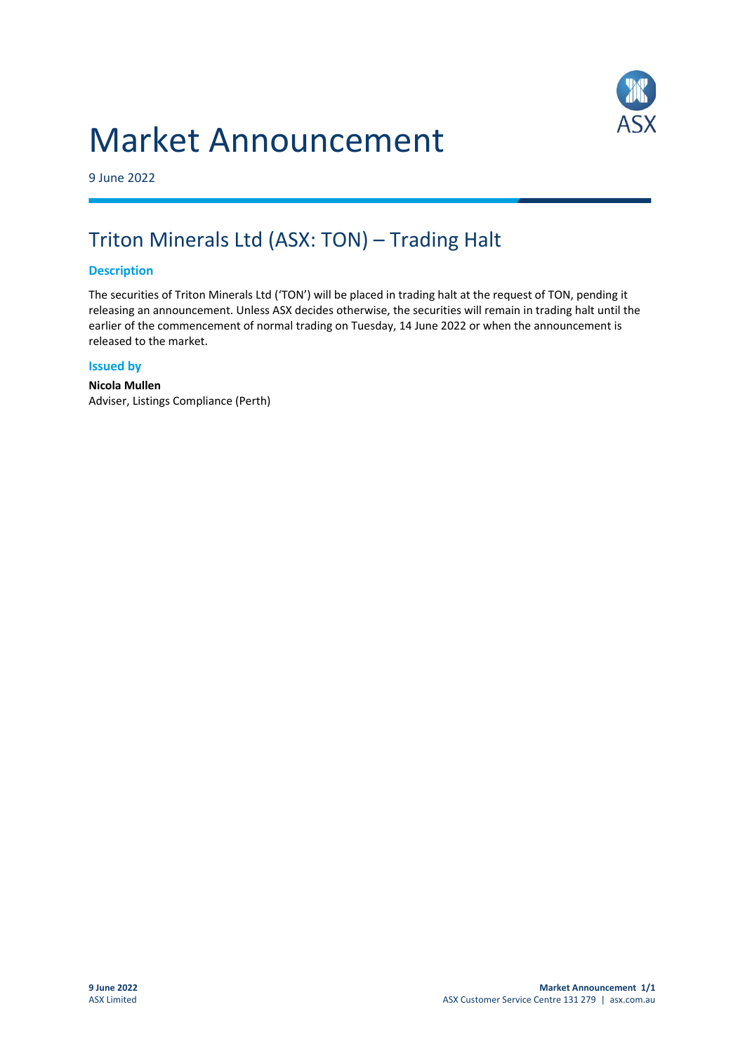# Market Announcement

9 June 2022

## Triton Minerals Ltd (ASX: TON) – Trading Halt

### Description

The securities of Triton Minerals Ltd ('TON') will be placed in trading halt at the request of TON, pending it releasing an announcement. Unless ASX decides otherwise, the securities will remain in trading halt until the earlier of the commencement of normal trading on Tuesday, 14 June 2022 or when the announcement is released to the market.

### Issued by

**Nicola Mullen**
Adviser, Listings Compliance (Perth)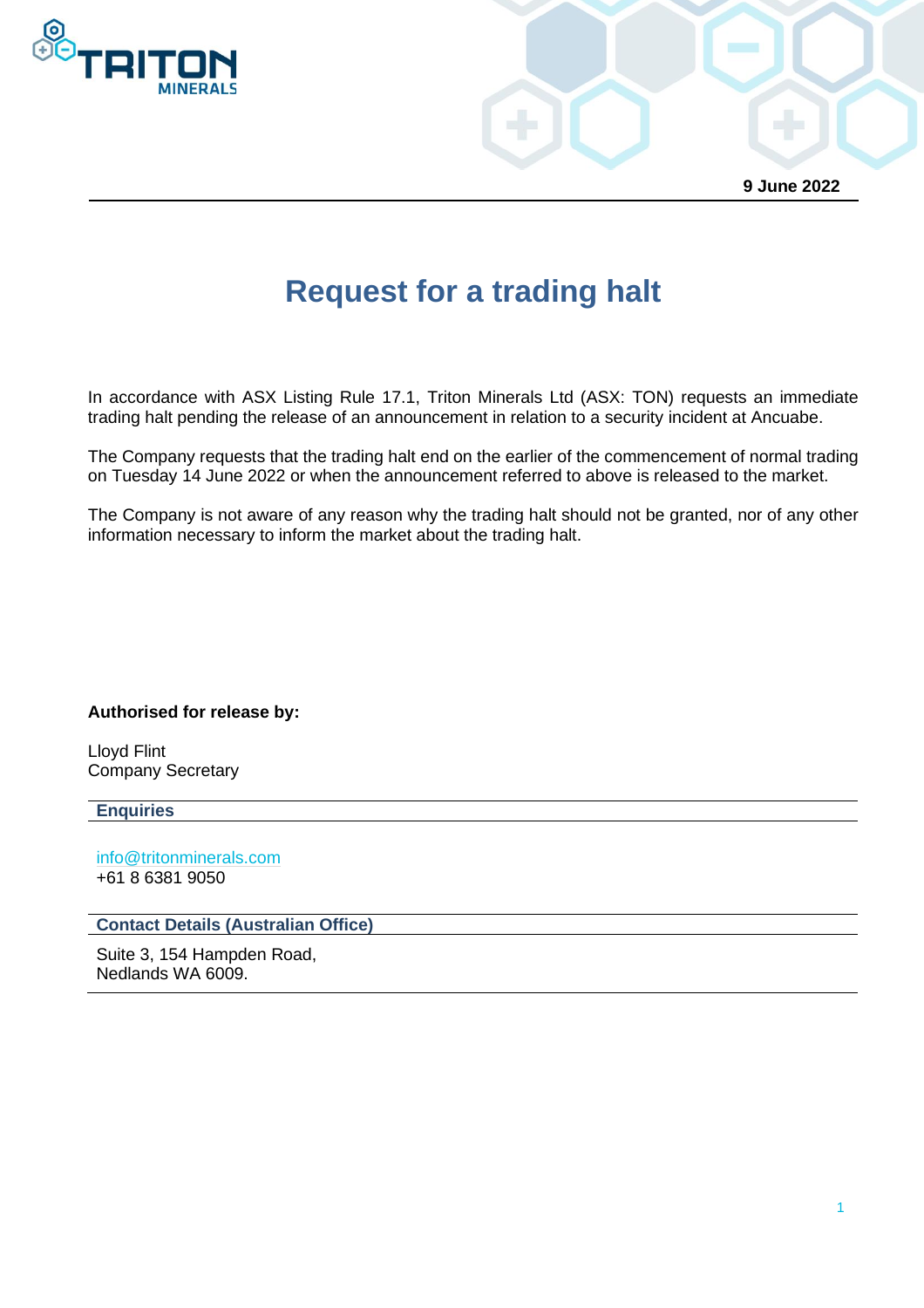9 June 2022

# Request for a trading halt

In accordance with ASX Listing Rule 17.1, Triton Minerals Ltd (ASX: TON) requests an immediate trading halt pending the release of an announcement in relation to a security incident at Ancuabe.

The Company requests that the trading halt end on the earlier of the commencement of normal trading on Tuesday 14 June 2022 or when the announcement referred to above is released to the market.

The Company is not aware of any reason why the trading halt should not be granted, nor of any other information necessary to inform the market about the trading halt.

**Authorised for release by:**

Lloyd Flint
Company Secretary

**Enquiries**

info@tritonminerals.com
+61 8 6381 9050

**Contact Details (Australian Office)**

Suite 3, 154 Hampden Road,
Nedlands WA 6009.